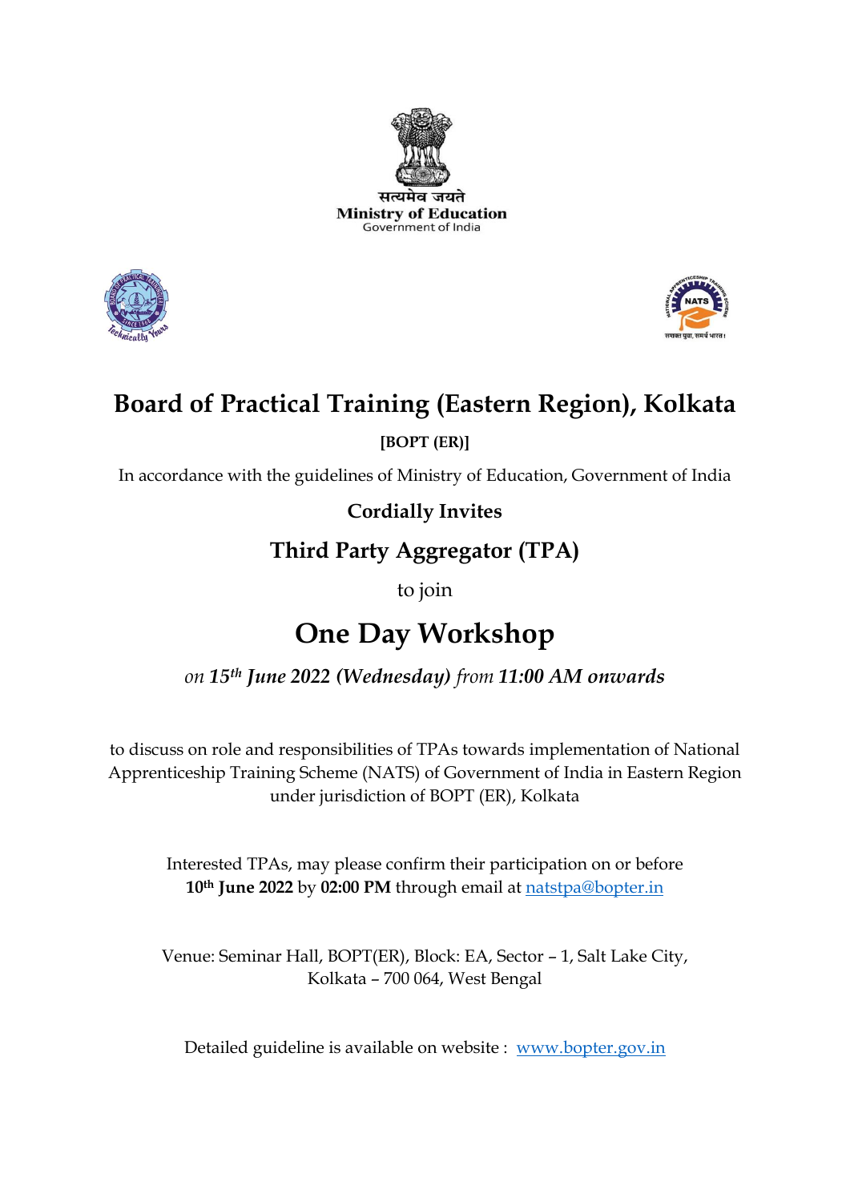सत्यमेव जयते

**Ministry of Education**

Government of India

# Board of Practical Training (Eastern Region), Kolkata

**[BOPT (ER)]**

In accordance with the guidelines of Ministry of Education, Government of India

### Cordially Invites

## Third Party Aggregator (TPA)

to join

# One Day Workshop

*on **15th June 2022 (Wednesday)** from **11:00 AM onwards***

to discuss on role and responsibilities of TPAs towards implementation of National Apprenticeship Training Scheme (NATS) of Government of India in Eastern Region under jurisdiction of BOPT (ER), Kolkata

Interested TPAs, may please confirm their participation on or before **10th June 2022** by **02:00 PM** through email at natstpa@bopter.in

Venue: Seminar Hall, BOPT(ER), Block: EA, Sector – 1, Salt Lake City, Kolkata – 700 064, West Bengal

Detailed guideline is available on website : www.bopter.gov.in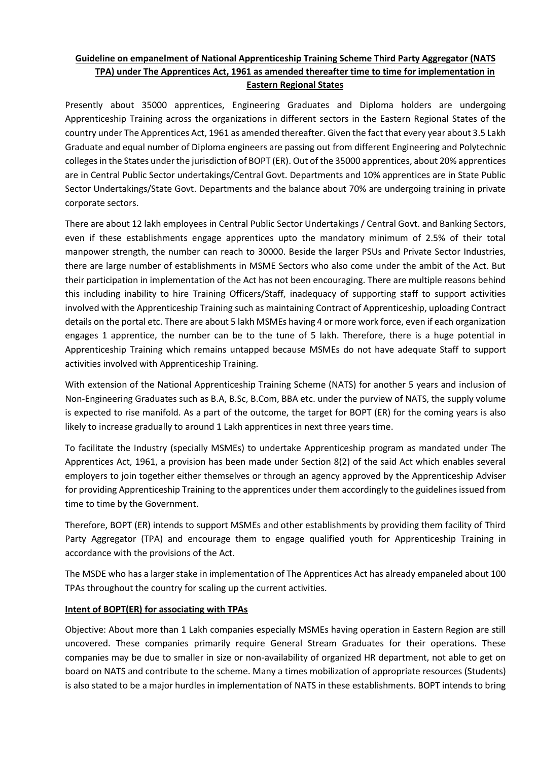**Guideline on empanelment of National Apprenticeship Training Scheme Third Party Aggregator (NATS TPA) under The Apprentices Act, 1961 as amended thereafter time to time for implementation in Eastern Regional States**

Presently about 35000 apprentices, Engineering Graduates and Diploma holders are undergoing Apprenticeship Training across the organizations in different sectors in the Eastern Regional States of the country under The Apprentices Act, 1961 as amended thereafter. Given the fact that every year about 3.5 Lakh Graduate and equal number of Diploma engineers are passing out from different Engineering and Polytechnic colleges in the States under the jurisdiction of BOPT (ER). Out of the 35000 apprentices, about 20% apprentices are in Central Public Sector undertakings/Central Govt. Departments and 10% apprentices are in State Public Sector Undertakings/State Govt. Departments and the balance about 70% are undergoing training in private corporate sectors.

There are about 12 lakh employees in Central Public Sector Undertakings / Central Govt. and Banking Sectors, even if these establishments engage apprentices upto the mandatory minimum of 2.5% of their total manpower strength, the number can reach to 30000. Beside the larger PSUs and Private Sector Industries, there are large number of establishments in MSME Sectors who also come under the ambit of the Act. But their participation in implementation of the Act has not been encouraging. There are multiple reasons behind this including inability to hire Training Officers/Staff, inadequacy of supporting staff to support activities involved with the Apprenticeship Training such as maintaining Contract of Apprenticeship, uploading Contract details on the portal etc. There are about 5 lakh MSMEs having 4 or more work force, even if each organization engages 1 apprentice, the number can be to the tune of 5 lakh. Therefore, there is a huge potential in Apprenticeship Training which remains untapped because MSMEs do not have adequate Staff to support activities involved with Apprenticeship Training.

With extension of the National Apprenticeship Training Scheme (NATS) for another 5 years and inclusion of Non-Engineering Graduates such as B.A, B.Sc, B.Com, BBA etc. under the purview of NATS, the supply volume is expected to rise manifold. As a part of the outcome, the target for BOPT (ER) for the coming years is also likely to increase gradually to around 1 Lakh apprentices in next three years time.

To facilitate the Industry (specially MSMEs) to undertake Apprenticeship program as mandated under The Apprentices Act, 1961, a provision has been made under Section 8(2) of the said Act which enables several employers to join together either themselves or through an agency approved by the Apprenticeship Adviser for providing Apprenticeship Training to the apprentices under them accordingly to the guidelines issued from time to time by the Government.

Therefore, BOPT (ER) intends to support MSMEs and other establishments by providing them facility of Third Party Aggregator (TPA) and encourage them to engage qualified youth for Apprenticeship Training in accordance with the provisions of the Act.

The MSDE who has a larger stake in implementation of The Apprentices Act has already empaneled about 100 TPAs throughout the country for scaling up the current activities.

**Intent of BOPT(ER) for associating with TPAs**

Objective: About more than 1 Lakh companies especially MSMEs having operation in Eastern Region are still uncovered. These companies primarily require General Stream Graduates for their operations. These companies may be due to smaller in size or non-availability of organized HR department, not able to get on board on NATS and contribute to the scheme. Many a times mobilization of appropriate resources (Students) is also stated to be a major hurdles in implementation of NATS in these establishments. BOPT intends to bring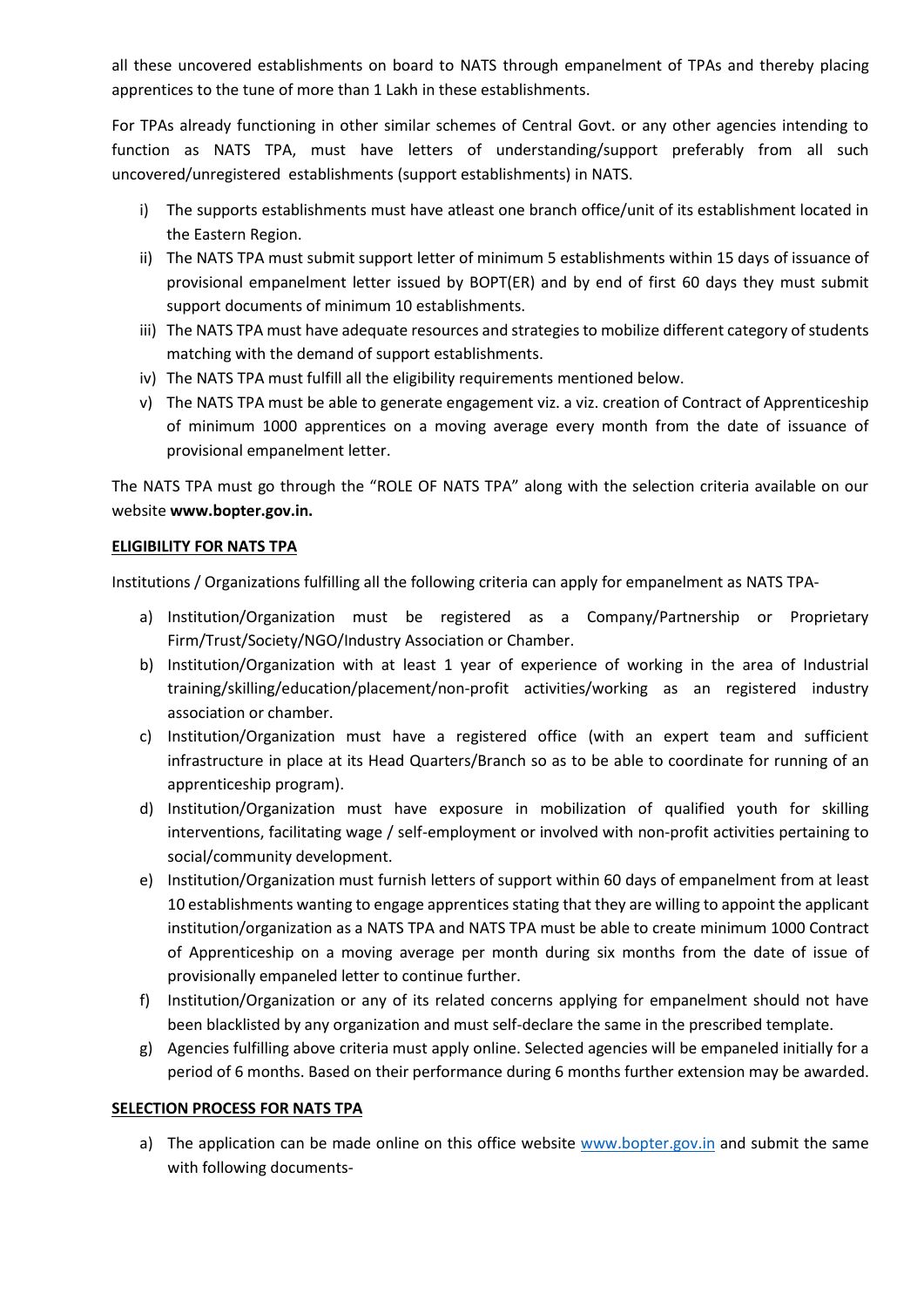all these uncovered establishments on board to NATS through empanelment of TPAs and thereby placing apprentices to the tune of more than 1 Lakh in these establishments.

For TPAs already functioning in other similar schemes of Central Govt. or any other agencies intending to function as NATS TPA, must have letters of understanding/support preferably from all such uncovered/unregistered establishments (support establishments) in NATS.

i) The supports establishments must have atleast one branch office/unit of its establishment located in the Eastern Region.
ii) The NATS TPA must submit support letter of minimum 5 establishments within 15 days of issuance of provisional empanelment letter issued by BOPT(ER) and by end of first 60 days they must submit support documents of minimum 10 establishments.
iii) The NATS TPA must have adequate resources and strategies to mobilize different category of students matching with the demand of support establishments.
iv) The NATS TPA must fulfill all the eligibility requirements mentioned below.
v) The NATS TPA must be able to generate engagement viz. a viz. creation of Contract of Apprenticeship of minimum 1000 apprentices on a moving average every month from the date of issuance of provisional empanelment letter.

The NATS TPA must go through the "ROLE OF NATS TPA" along with the selection criteria available on our website **www.bopter.gov.in.**

**ELIGIBILITY FOR NATS TPA**

Institutions / Organizations fulfilling all the following criteria can apply for empanelment as NATS TPA-

a) Institution/Organization must be registered as a Company/Partnership or Proprietary Firm/Trust/Society/NGO/Industry Association or Chamber.
b) Institution/Organization with at least 1 year of experience of working in the area of Industrial training/skilling/education/placement/non-profit activities/working as an registered industry association or chamber.
c) Institution/Organization must have a registered office (with an expert team and sufficient infrastructure in place at its Head Quarters/Branch so as to be able to coordinate for running of an apprenticeship program).
d) Institution/Organization must have exposure in mobilization of qualified youth for skilling interventions, facilitating wage / self-employment or involved with non-profit activities pertaining to social/community development.
e) Institution/Organization must furnish letters of support within 60 days of empanelment from at least 10 establishments wanting to engage apprentices stating that they are willing to appoint the applicant institution/organization as a NATS TPA and NATS TPA must be able to create minimum 1000 Contract of Apprenticeship on a moving average per month during six months from the date of issue of provisionally empaneled letter to continue further.
f) Institution/Organization or any of its related concerns applying for empanelment should not have been blacklisted by any organization and must self-declare the same in the prescribed template.
g) Agencies fulfilling above criteria must apply online. Selected agencies will be empaneled initially for a period of 6 months. Based on their performance during 6 months further extension may be awarded.

**SELECTION PROCESS FOR NATS TPA**

a) The application can be made online on this office website www.bopter.gov.in and submit the same with following documents-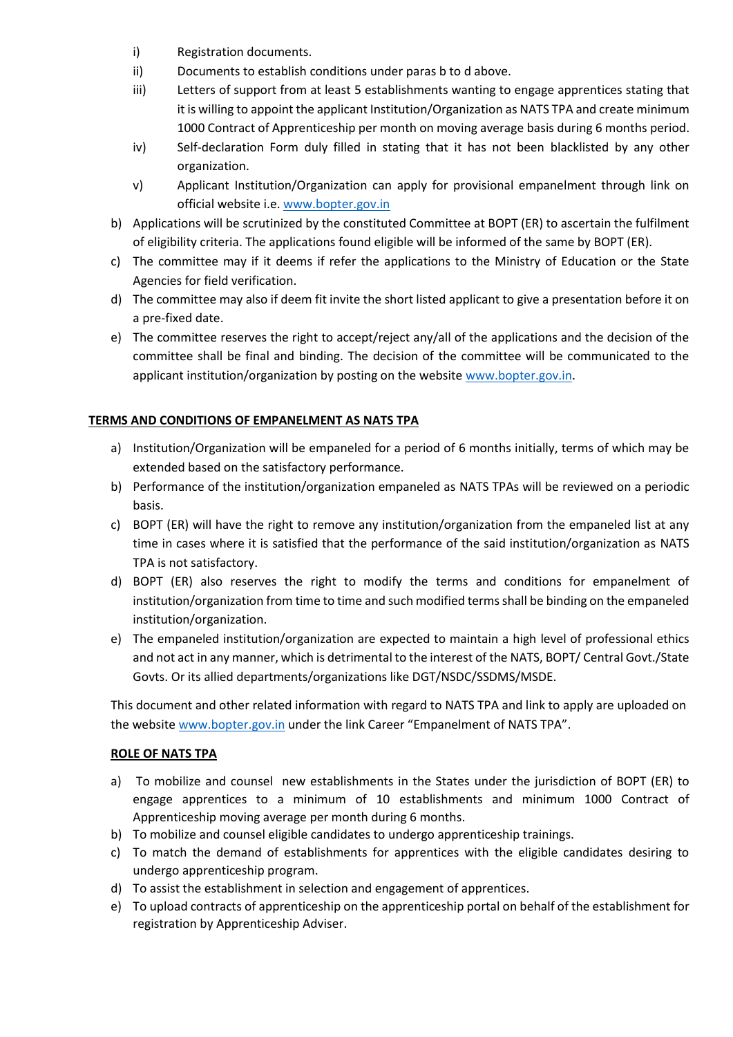i) Registration documents.

ii) Documents to establish conditions under paras b to d above.

iii) Letters of support from at least 5 establishments wanting to engage apprentices stating that it is willing to appoint the applicant Institution/Organization as NATS TPA and create minimum 1000 Contract of Apprenticeship per month on moving average basis during 6 months period.

iv) Self-declaration Form duly filled in stating that it has not been blacklisted by any other organization.

v) Applicant Institution/Organization can apply for provisional empanelment through link on official website i.e. www.bopter.gov.in

b) Applications will be scrutinized by the constituted Committee at BOPT (ER) to ascertain the fulfilment of eligibility criteria. The applications found eligible will be informed of the same by BOPT (ER).

c) The committee may if it deems if refer the applications to the Ministry of Education or the State Agencies for field verification.

d) The committee may also if deem fit invite the short listed applicant to give a presentation before it on a pre-fixed date.

e) The committee reserves the right to accept/reject any/all of the applications and the decision of the committee shall be final and binding. The decision of the committee will be communicated to the applicant institution/organization by posting on the website www.bopter.gov.in.

**TERMS AND CONDITIONS OF EMPANELMENT AS NATS TPA**

a) Institution/Organization will be empaneled for a period of 6 months initially, terms of which may be extended based on the satisfactory performance.

b) Performance of the institution/organization empaneled as NATS TPAs will be reviewed on a periodic basis.

c) BOPT (ER) will have the right to remove any institution/organization from the empaneled list at any time in cases where it is satisfied that the performance of the said institution/organization as NATS TPA is not satisfactory.

d) BOPT (ER) also reserves the right to modify the terms and conditions for empanelment of institution/organization from time to time and such modified terms shall be binding on the empaneled institution/organization.

e) The empaneled institution/organization are expected to maintain a high level of professional ethics and not act in any manner, which is detrimental to the interest of the NATS, BOPT/ Central Govt./State Govts. Or its allied departments/organizations like DGT/NSDC/SSDMS/MSDE.

This document and other related information with regard to NATS TPA and link to apply are uploaded on the website www.bopter.gov.in under the link Career "Empanelment of NATS TPA".

**ROLE OF NATS TPA**

a) To mobilize and counsel new establishments in the States under the jurisdiction of BOPT (ER) to engage apprentices to a minimum of 10 establishments and minimum 1000 Contract of Apprenticeship moving average per month during 6 months.

b) To mobilize and counsel eligible candidates to undergo apprenticeship trainings.

c) To match the demand of establishments for apprentices with the eligible candidates desiring to undergo apprenticeship program.

d) To assist the establishment in selection and engagement of apprentices.

e) To upload contracts of apprenticeship on the apprenticeship portal on behalf of the establishment for registration by Apprenticeship Adviser.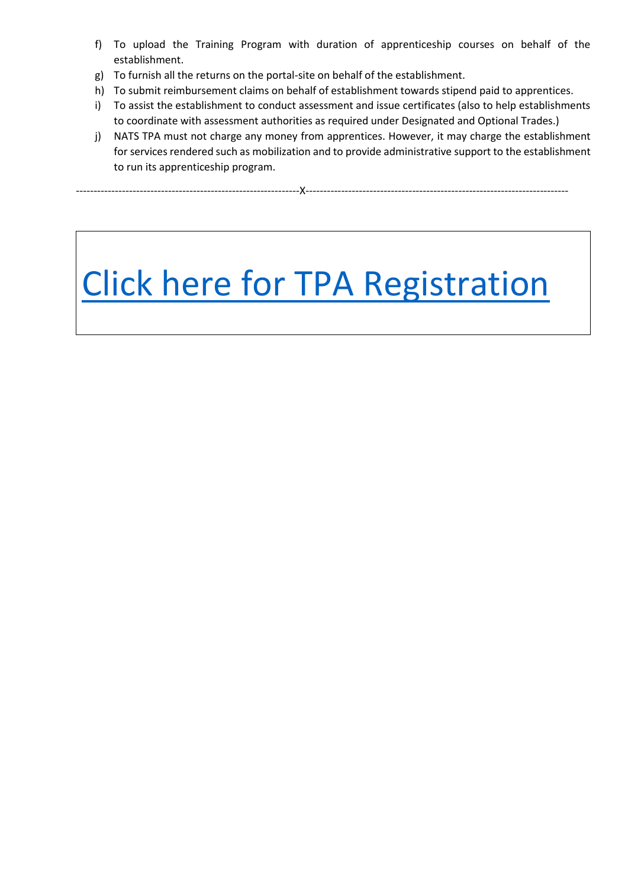f) To upload the Training Program with duration of apprenticeship courses on behalf of the establishment.
g) To furnish all the returns on the portal-site on behalf of the establishment.
h) To submit reimbursement claims on behalf of establishment towards stipend paid to apprentices.
i) To assist the establishment to conduct assessment and issue certificates (also to help establishments to coordinate with assessment authorities as required under Designated and Optional Trades.)
j) NATS TPA must not charge any money from apprentices. However, it may charge the establishment for services rendered such as mobilization and to provide administrative support to the establishment to run its apprenticeship program.

---------------------------------------------------------------X--------------------------------------------------------------------------

# Click here for TPA Registration